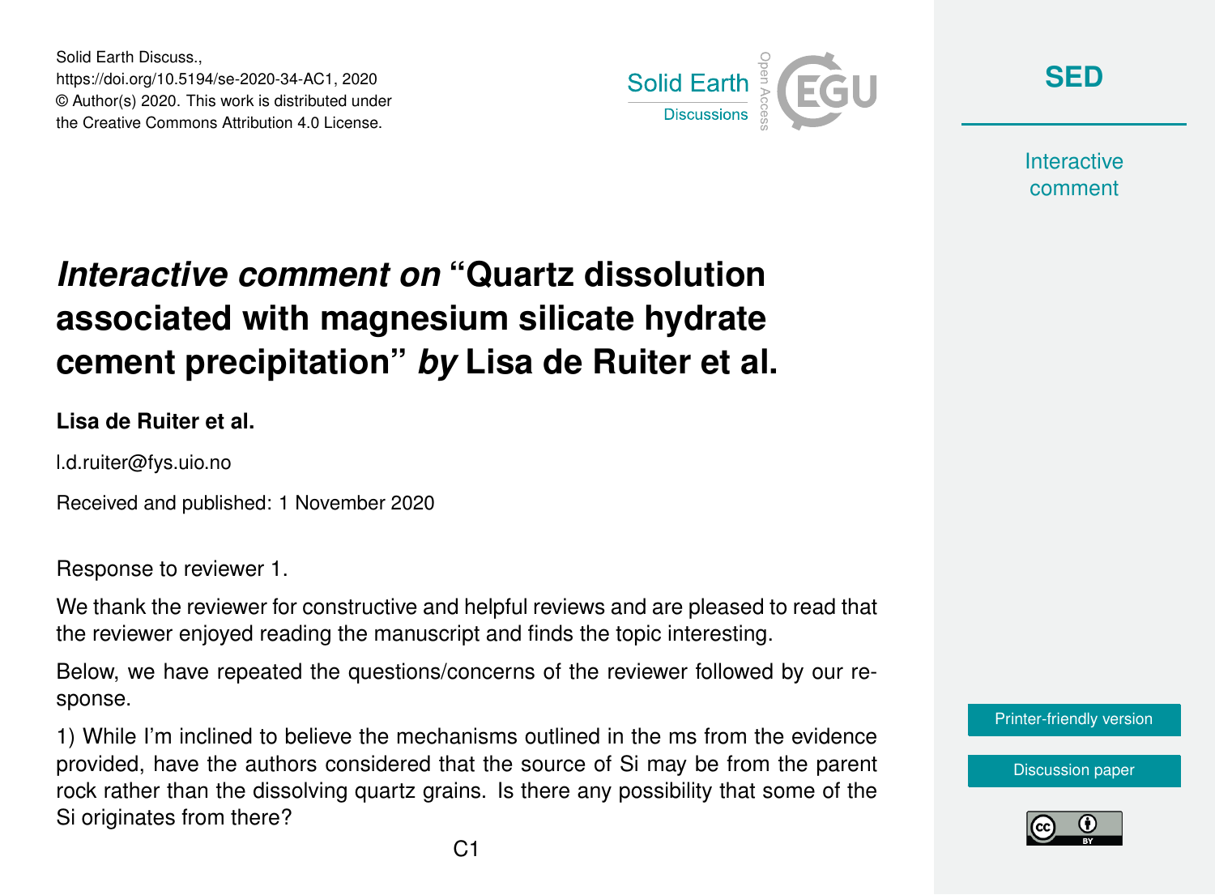Solid Earth Discuss.,
https://doi.org/10.5194/se-2020-34-AC1, 2020
© Author(s) 2020. This work is distributed under
the Creative Commons Attribution 4.0 License.

# *Interactive comment on* "Quartz dissolution associated with magnesium silicate hydrate cement precipitation" *by* Lisa de Ruiter et al.

**Lisa de Ruiter et al.**

l.d.ruiter@fys.uio.no

Received and published: 1 November 2020

Response to reviewer 1.

We thank the reviewer for constructive and helpful reviews and are pleased to read that the reviewer enjoyed reading the manuscript and finds the topic interesting.

Below, we have repeated the questions/concerns of the reviewer followed by our response.

1) While I'm inclined to believe the mechanisms outlined in the ms from the evidence provided, have the authors considered that the source of Si may be from the parent rock rather than the dissolving quartz grains. Is there any possibility that some of the Si originates from there?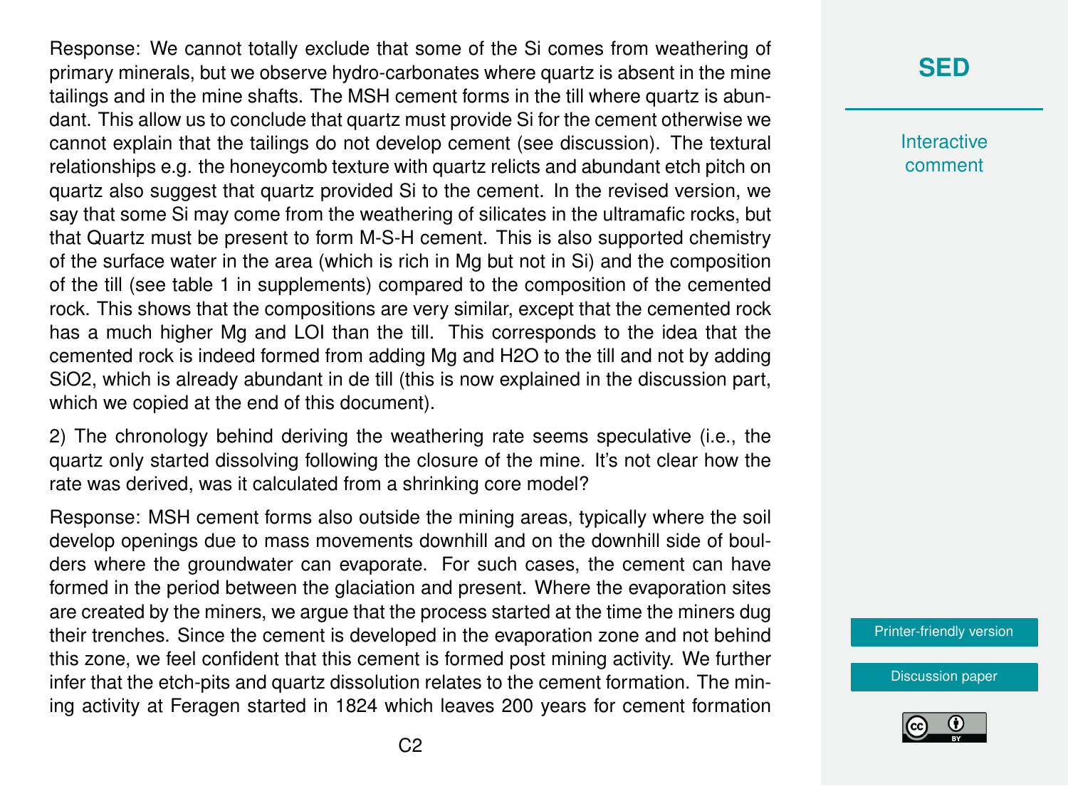Response: We cannot totally exclude that some of the Si comes from weathering of primary minerals, but we observe hydro-carbonates where quartz is absent in the mine tailings and in the mine shafts. The MSH cement forms in the till where quartz is abundant. This allow us to conclude that quartz must provide Si for the cement otherwise we cannot explain that the tailings do not develop cement (see discussion). The textural relationships e.g. the honeycomb texture with quartz relicts and abundant etch pitch on quartz also suggest that quartz provided Si to the cement. In the revised version, we say that some Si may come from the weathering of silicates in the ultramafic rocks, but that Quartz must be present to form M-S-H cement. This is also supported chemistry of the surface water in the area (which is rich in Mg but not in Si) and the composition of the till (see table 1 in supplements) compared to the composition of the cemented rock. This shows that the compositions are very similar, except that the cemented rock has a much higher Mg and LOI than the till. This corresponds to the idea that the cemented rock is indeed formed from adding Mg and H2O to the till and not by adding SiO2, which is already abundant in de till (this is now explained in the discussion part, which we copied at the end of this document).

2) The chronology behind deriving the weathering rate seems speculative (i.e., the quartz only started dissolving following the closure of the mine. It's not clear how the rate was derived, was it calculated from a shrinking core model?

Response: MSH cement forms also outside the mining areas, typically where the soil develop openings due to mass movements downhill and on the downhill side of boulders where the groundwater can evaporate. For such cases, the cement can have formed in the period between the glaciation and present. Where the evaporation sites are created by the miners, we argue that the process started at the time the miners dug their trenches. Since the cement is developed in the evaporation zone and not behind this zone, we feel confident that this cement is formed post mining activity. We further infer that the etch-pits and quartz dissolution relates to the cement formation. The mining activity at Feragen started in 1824 which leaves 200 years for cement formation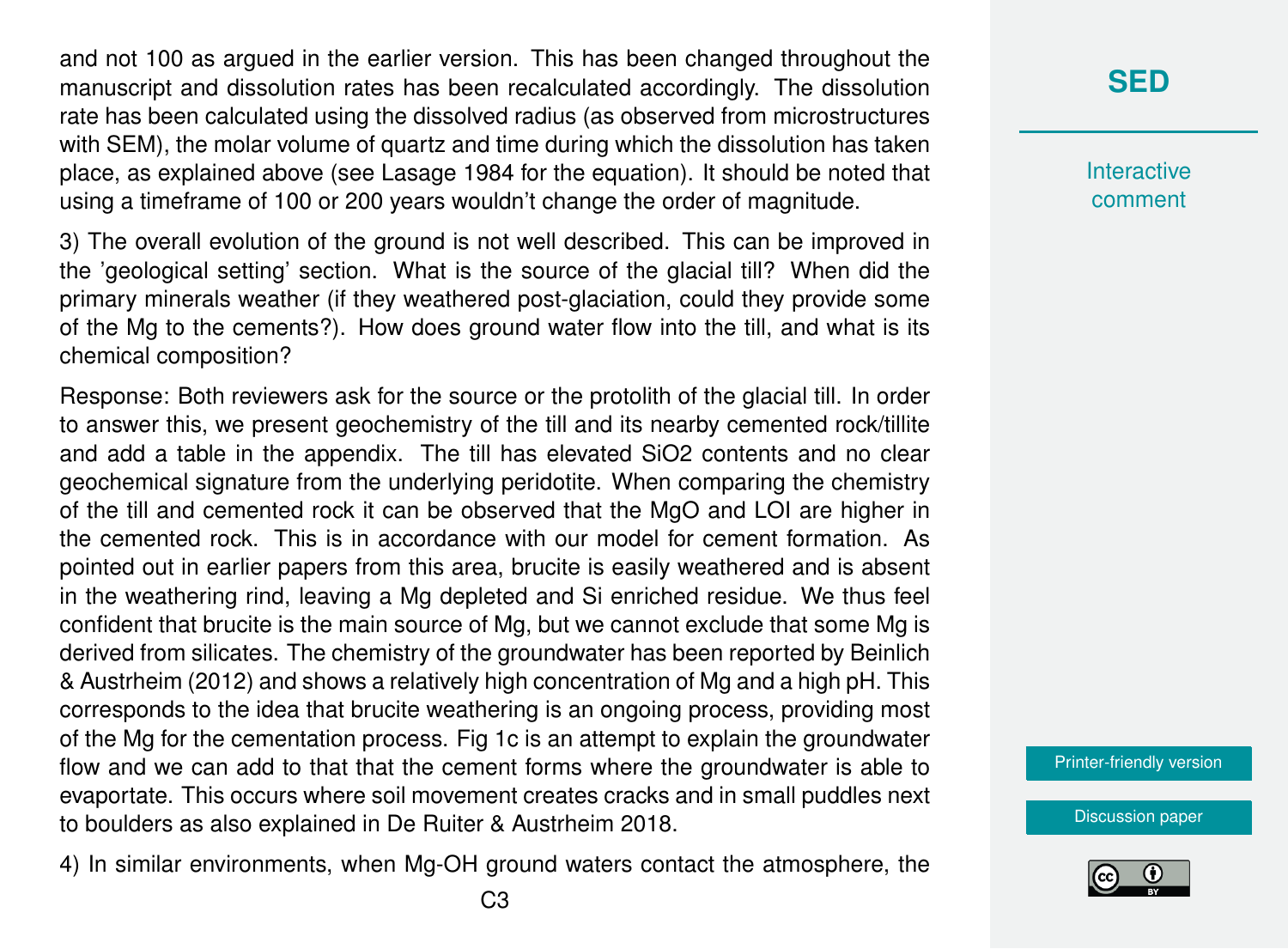and not 100 as argued in the earlier version. This has been changed throughout the manuscript and dissolution rates has been recalculated accordingly. The dissolution rate has been calculated using the dissolved radius (as observed from microstructures with SEM), the molar volume of quartz and time during which the dissolution has taken place, as explained above (see Lasage 1984 for the equation). It should be noted that using a timeframe of 100 or 200 years wouldn't change the order of magnitude.

3) The overall evolution of the ground is not well described. This can be improved in the 'geological setting' section. What is the source of the glacial till? When did the primary minerals weather (if they weathered post-glaciation, could they provide some of the Mg to the cements?). How does ground water flow into the till, and what is its chemical composition?

Response: Both reviewers ask for the source or the protolith of the glacial till. In order to answer this, we present geochemistry of the till and its nearby cemented rock/tillite and add a table in the appendix. The till has elevated $SiO_2$ contents and no clear geochemical signature from the underlying peridotite. When comparing the chemistry of the till and cemented rock it can be observed that the MgO and LOI are higher in the cemented rock. This is in accordance with our model for cement formation. As pointed out in earlier papers from this area, brucite is easily weathered and is absent in the weathering rind, leaving a Mg depleted and Si enriched residue. We thus feel confident that brucite is the main source of Mg, but we cannot exclude that some Mg is derived from silicates. The chemistry of the groundwater has been reported by Beinlich & Austrheim (2012) and shows a relatively high concentration of Mg and a high pH. This corresponds to the idea that brucite weathering is an ongoing process, providing most of the Mg for the cementation process. Fig 1c is an attempt to explain the groundwater flow and we can add to that that the cement forms where the groundwater is able to evaportate. This occurs where soil movement creates cracks and in small puddles next to boulders as also explained in De Ruiter & Austrheim 2018.

4) In similar environments, when Mg-OH ground waters contact the atmosphere, the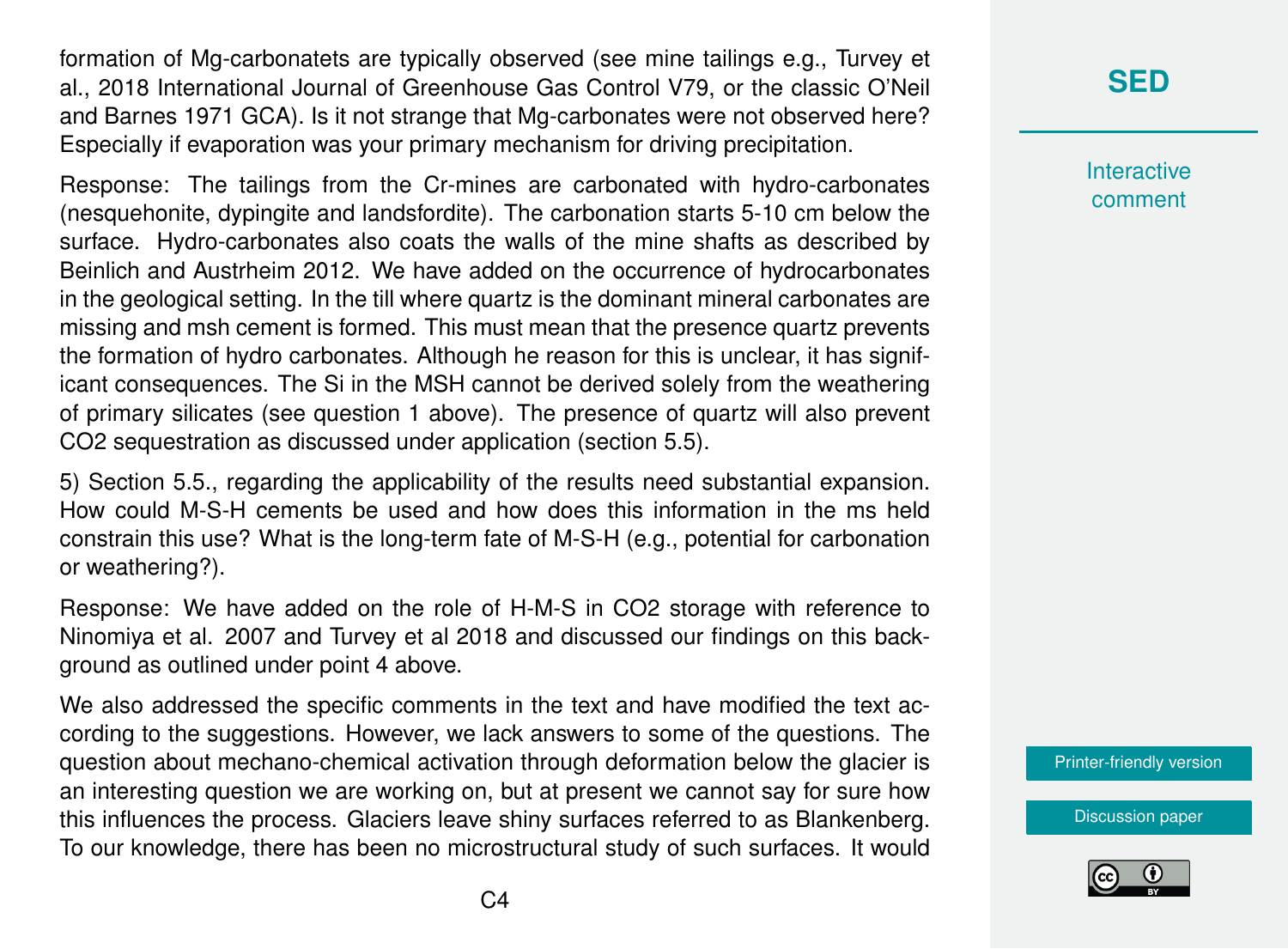formation of Mg-carbonatets are typically observed (see mine tailings e.g., Turvey et al., 2018 International Journal of Greenhouse Gas Control V79, or the classic O'Neil and Barnes 1971 GCA). Is it not strange that Mg-carbonates were not observed here? Especially if evaporation was your primary mechanism for driving precipitation.

Response: The tailings from the Cr-mines are carbonated with hydro-carbonates (nesquehonite, dypingite and landsfordite). The carbonation starts 5-10 cm below the surface. Hydro-carbonates also coats the walls of the mine shafts as described by Beinlich and Austrheim 2012. We have added on the occurrence of hydrocarbonates in the geological setting. In the till where quartz is the dominant mineral carbonates are missing and msh cement is formed. This must mean that the presence quartz prevents the formation of hydro carbonates. Although he reason for this is unclear, it has significant consequences. The Si in the MSH cannot be derived solely from the weathering of primary silicates (see question 1 above). The presence of quartz will also prevent $CO_2$ sequestration as discussed under application (section 5.5).

5) Section 5.5., regarding the applicability of the results need substantial expansion. How could M-S-H cements be used and how does this information in the ms held constrain this use? What is the long-term fate of M-S-H (e.g., potential for carbonation or weathering?).

Response: We have added on the role of H-M-S in $CO_2$ storage with reference to Ninomiya et al. 2007 and Turvey et al 2018 and discussed our findings on this background as outlined under point 4 above.

We also addressed the specific comments in the text and have modified the text according to the suggestions. However, we lack answers to some of the questions. The question about mechano-chemical activation through deformation below the glacier is an interesting question we are working on, but at present we cannot say for sure how this influences the process. Glaciers leave shiny surfaces referred to as Blankenberg. To our knowledge, there has been no microstructural study of such surfaces. It would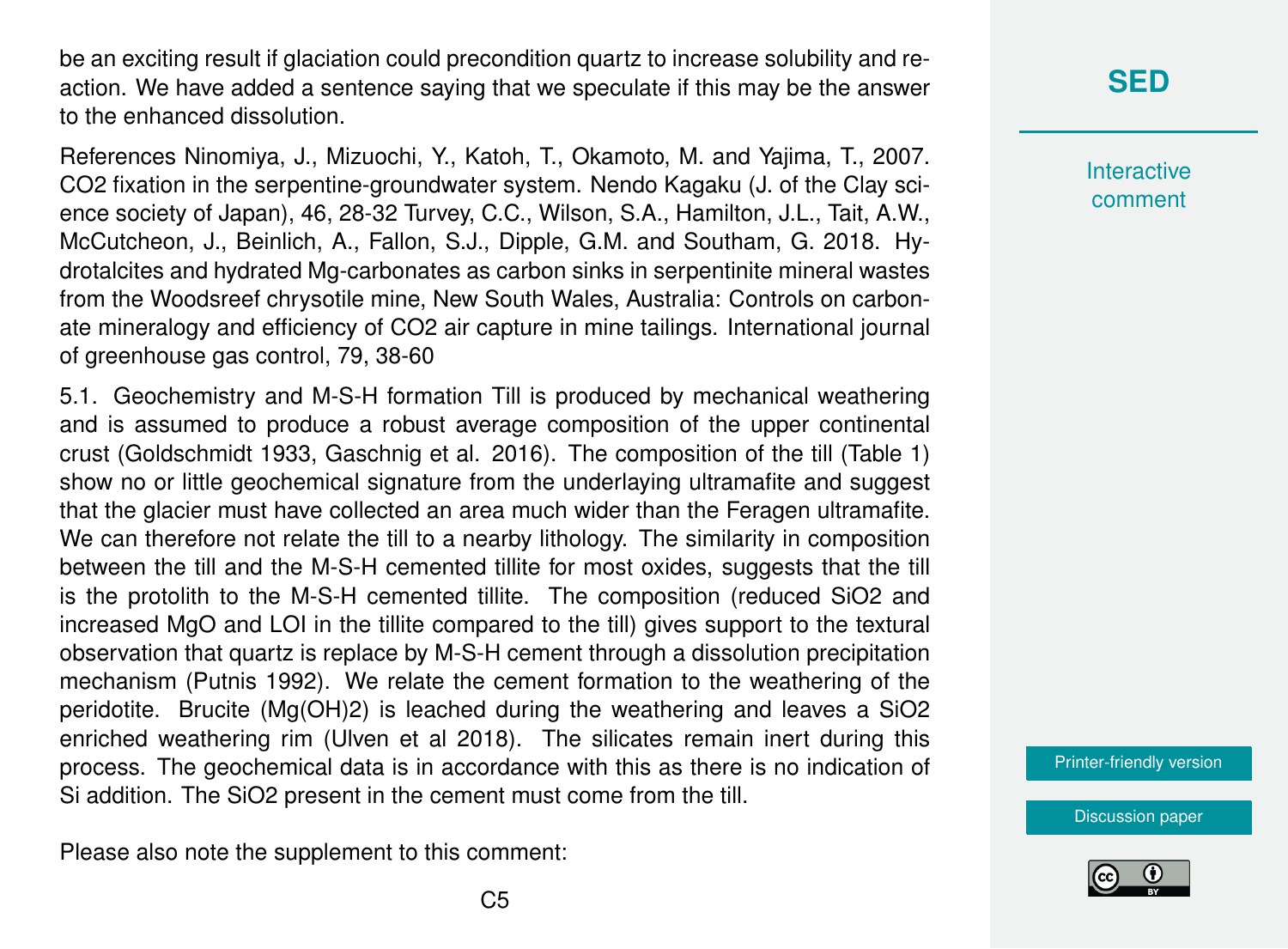be an exciting result if glaciation could precondition quartz to increase solubility and reaction. We have added a sentence saying that we speculate if this may be the answer to the enhanced dissolution.

References Ninomiya, J., Mizuochi, Y., Katoh, T., Okamoto, M. and Yajima, T., 2007. CO2 fixation in the serpentine-groundwater system. Nendo Kagaku (J. of the Clay science society of Japan), 46, 28-32 Turvey, C.C., Wilson, S.A., Hamilton, J.L., Tait, A.W., McCutcheon, J., Beinlich, A., Fallon, S.J., Dipple, G.M. and Southam, G. 2018. Hydrotalcites and hydrated Mg-carbonates as carbon sinks in serpentinite mineral wastes from the Woodsreef chrysotile mine, New South Wales, Australia: Controls on carbonate mineralogy and efficiency of CO2 air capture in mine tailings. International journal of greenhouse gas control, 79, 38-60

5.1. Geochemistry and M-S-H formation Till is produced by mechanical weathering and is assumed to produce a robust average composition of the upper continental crust (Goldschmidt 1933, Gaschnig et al. 2016). The composition of the till (Table 1) show no or little geochemical signature from the underlaying ultramafite and suggest that the glacier must have collected an area much wider than the Feragen ultramafite. We can therefore not relate the till to a nearby lithology. The similarity in composition between the till and the M-S-H cemented tillite for most oxides, suggests that the till is the protolith to the M-S-H cemented tillite. The composition (reduced $SiO_2$ and increased MgO and LOI in the tillite compared to the till) gives support to the textural observation that quartz is replace by M-S-H cement through a dissolution precipitation mechanism (Putnis 1992). We relate the cement formation to the weathering of the peridotite. Brucite ($Mg(OH)_2$) is leached during the weathering and leaves a $SiO_2$ enriched weathering rim (Ulven et al 2018). The silicates remain inert during this process. The geochemical data is in accordance with this as there is no indication of Si addition. The $SiO_2$ present in the cement must come from the till.

Please also note the supplement to this comment: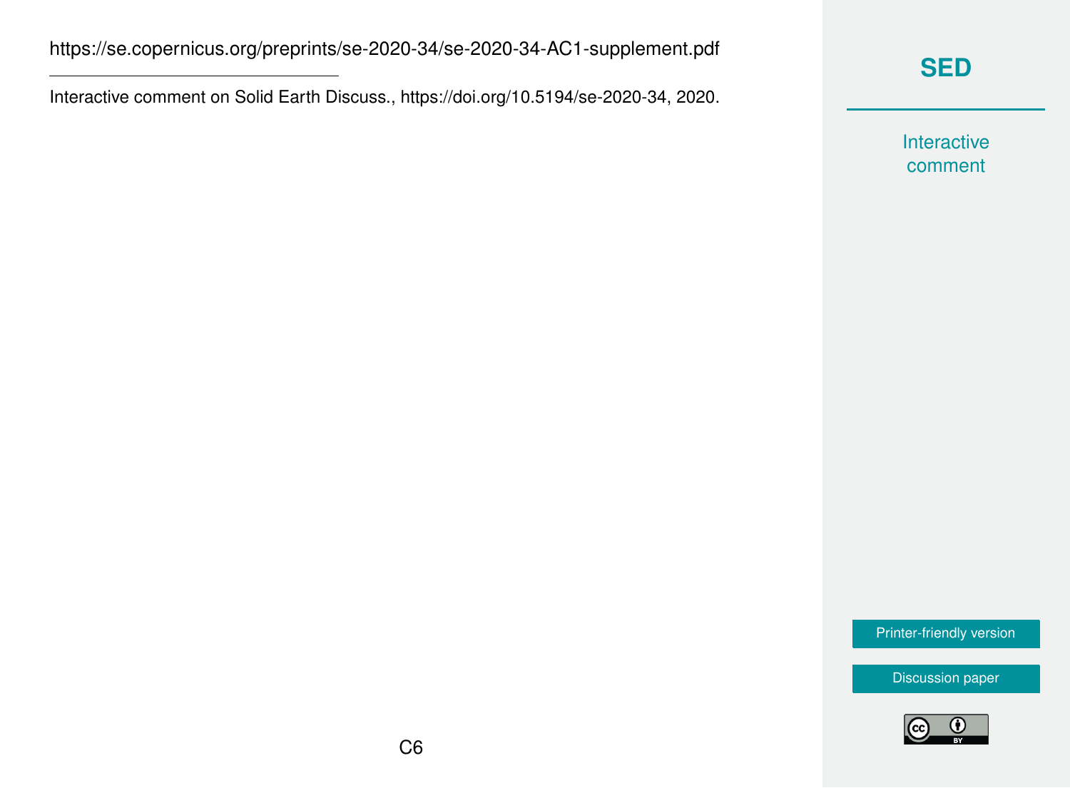https://se.copernicus.org/preprints/se-2020-34/se-2020-34-AC1-supplement.pdf

---

Interactive comment on Solid Earth Discuss., https://doi.org/10.5194/se-2020-34, 2020.